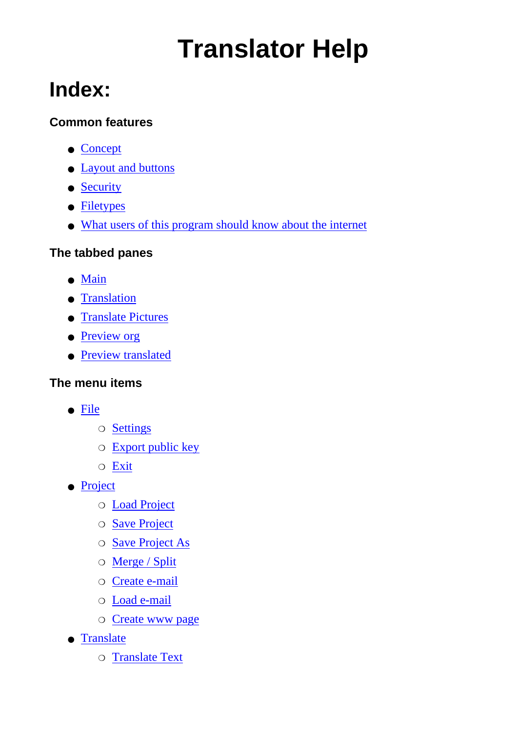# Translator Help

## Index:

#### Common features

- Concept
- Layout and buttons
- Security
- Filetypes
- What users of this program should know about the internet

#### The tabbed panes

- Main
- Translation
- Translate Pictures
- Preview org
- Preview translated

#### The menu items

- File
  - Settings
  - Export public key
  - Exit
- Project
  - Load Project
  - Save Project
  - Save Project As
  - Merge / Split
  - Create e-mail
  - Load e-mail
  - Create www page
- Translate
  - Translate Text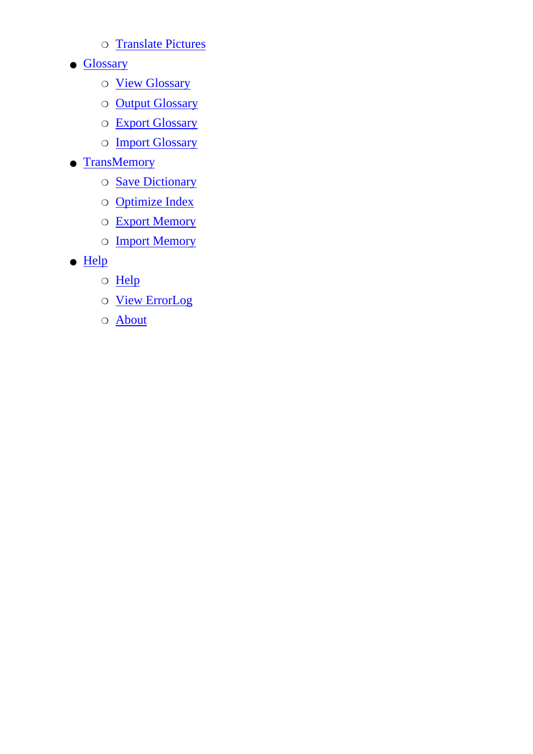- Translate Pictures
- Glossary
    - View Glossary
    - Output Glossary
    - Export Glossary
    - Import Glossary
- TransMemory
    - Save Dictionary
    - Optimize Index
    - Export Memory
    - Import Memory
- Help
    - Help
    - View ErrorLog
    - About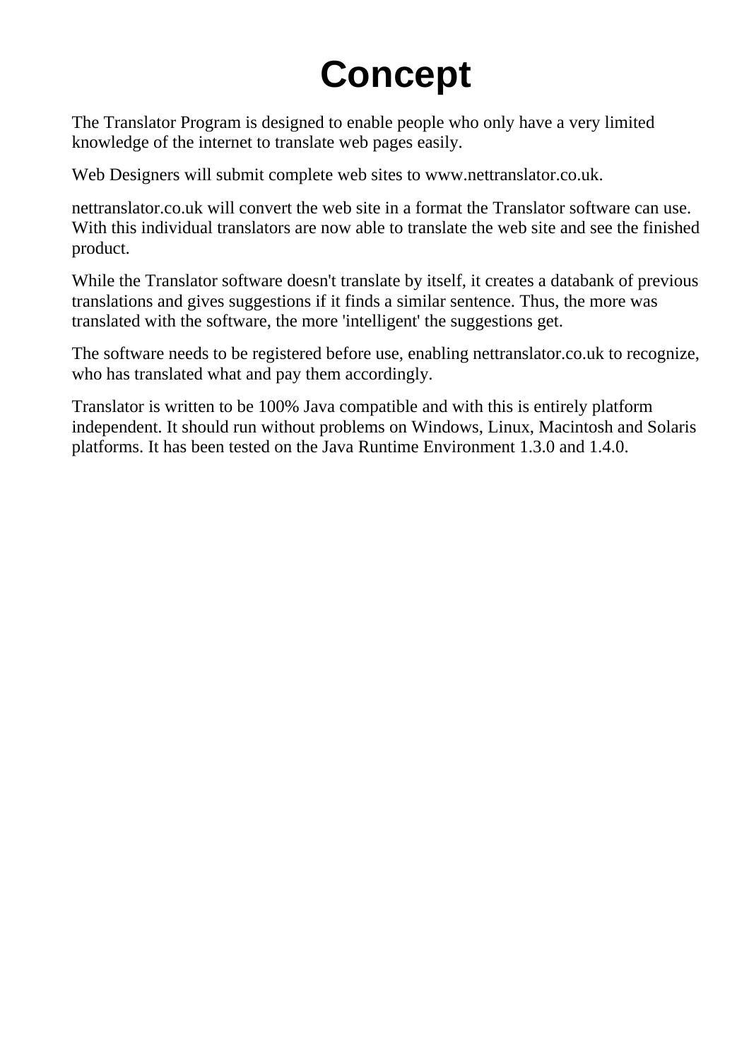# Concept

The Translator Program is designed to enable people who only have a very limited knowledge of the internet to translate web pages easily.

Web Designers will submit complete web sites to www.nettranslator.co.uk.

nettranslator.co.uk will convert the web site in a format the Translator software can use. With this individual translators are now able to translate the web site and see the finished product.

While the Translator software doesn't translate by itself, it creates a databank of previous translations and gives suggestions if it finds a similar sentence. Thus, the more was translated with the software, the more 'intelligent' the suggestions get.

The software needs to be registered before use, enabling nettranslator.co.uk to recognize, who has translated what and pay them accordingly.

Translator is written to be 100% Java compatible and with this is entirely platform independent. It should run without problems on Windows, Linux, Macintosh and Solaris platforms. It has been tested on the Java Runtime Environment 1.3.0 and 1.4.0.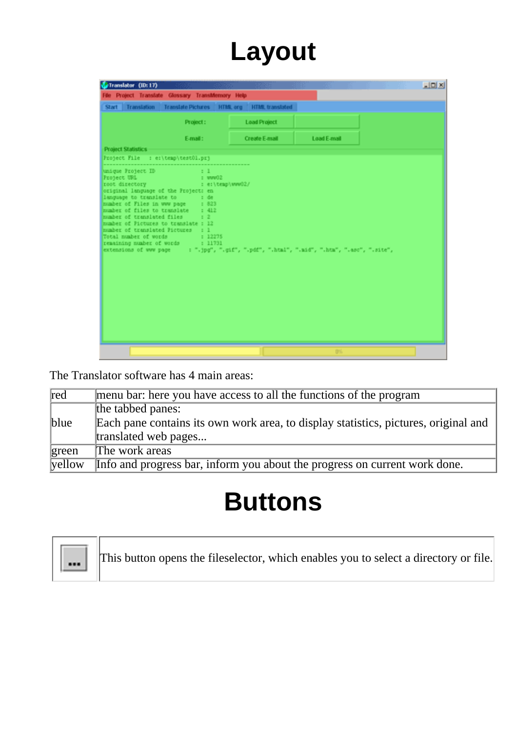# Layout

The Translator software has 4 main areas:

| | |
|---|---|
| red | menu bar: here you have access to all the functions of the program |
| blue | the tabbed panes:<br>Each pane contains its own work area, to display statistics, pictures, original and translated web pages... |
| green | The work areas |
| yellow | Info and progress bar, inform you about the progress on current work done. |

# Buttons

| | |
|---|---|
| ... | This button opens the fileselector, which enables you to select a directory or file. |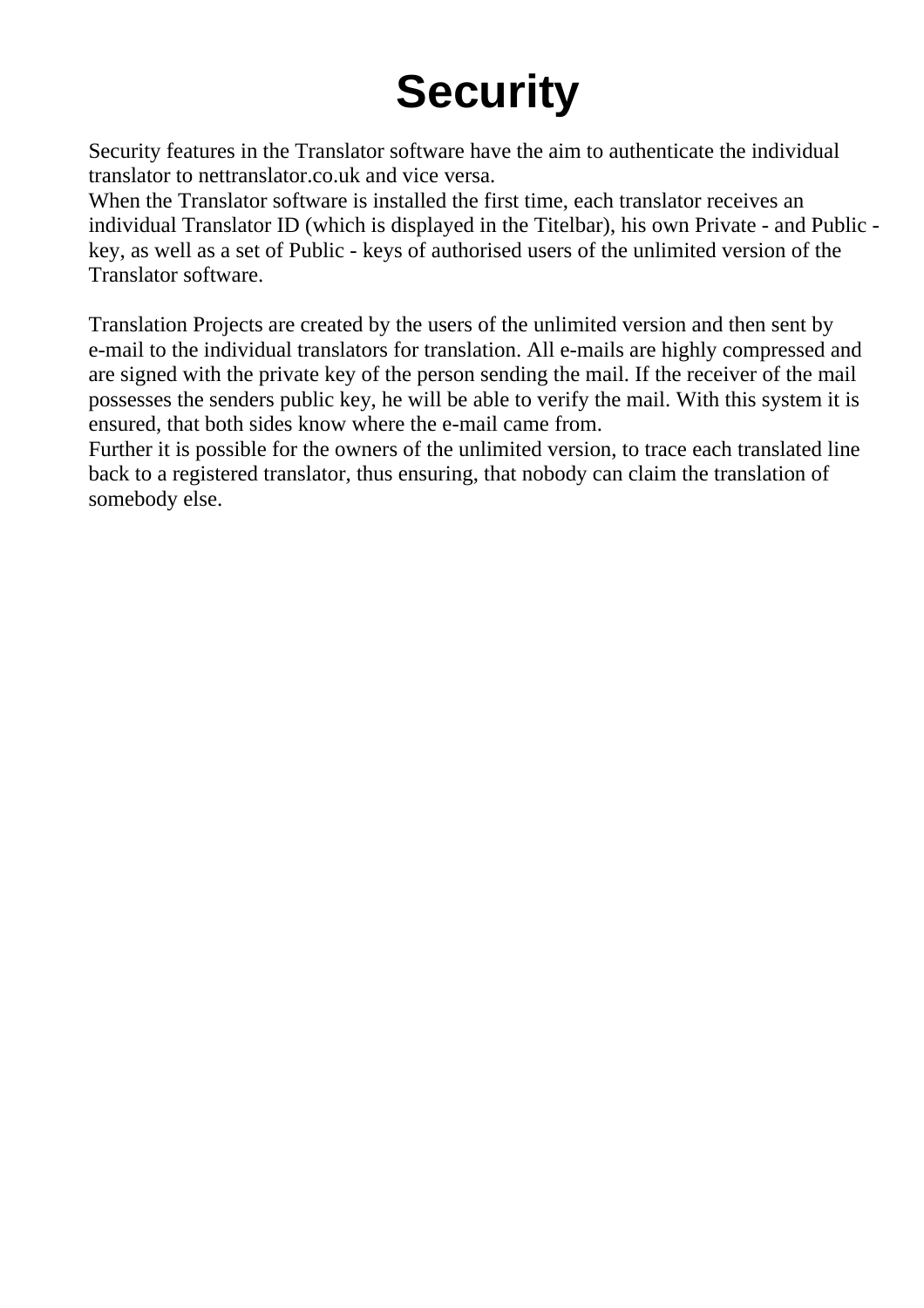# Security

Security features in the Translator software have the aim to authenticate the individual translator to nettranslator.co.uk and vice versa.
When the Translator software is installed the first time, each translator receives an individual Translator ID (which is displayed in the Titelbar), his own Private - and Public - key, as well as a set of Public - keys of authorised users of the unlimited version of the Translator software.

Translation Projects are created by the users of the unlimited version and then sent by e-mail to the individual translators for translation. All e-mails are highly compressed and are signed with the private key of the person sending the mail. If the receiver of the mail possesses the senders public key, he will be able to verify the mail. With this system it is ensured, that both sides know where the e-mail came from.
Further it is possible for the owners of the unlimited version, to trace each translated line back to a registered translator, thus ensuring, that nobody can claim the translation of somebody else.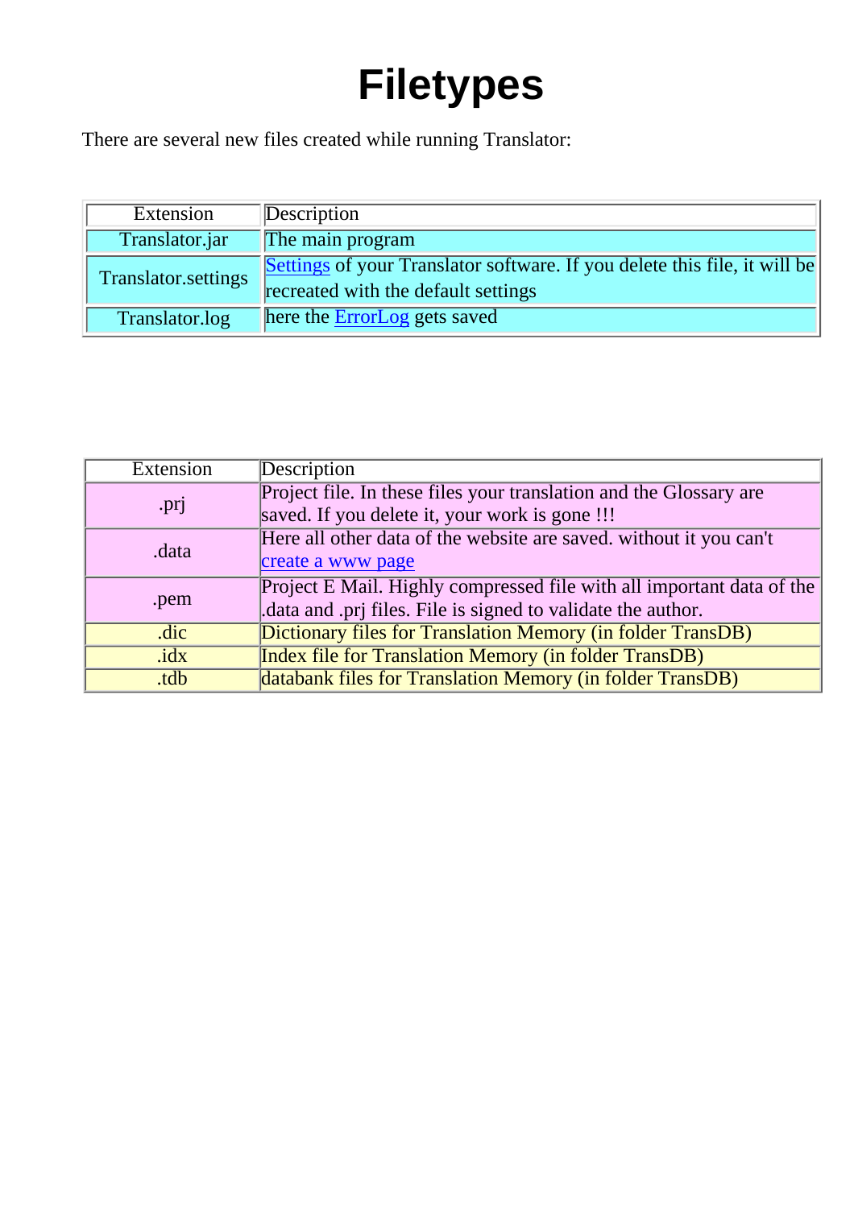# Filetypes

There are several new files created while running Translator:

| Extension | Description |
|---|---|
| Translator.jar | The main program |
| Translator.settings | Settings of your Translator software. If you delete this file, it will be recreated with the default settings |
| Translator.log | here the ErrorLog gets saved |

| Extension | Description |
|---|---|
| .prj | Project file. In these files your translation and the Glossary are saved. If you delete it, your work is gone !!! |
| .data | Here all other data of the website are saved. without it you can't create a www page |
| .pem | Project E Mail. Highly compressed file with all important data of the .data and .prj files. File is signed to validate the author. |
| .dic | Dictionary files for Translation Memory (in folder TransDB) |
| .idx | Index file for Translation Memory (in folder TransDB) |
| .tdb | databank files for Translation Memory (in folder TransDB) |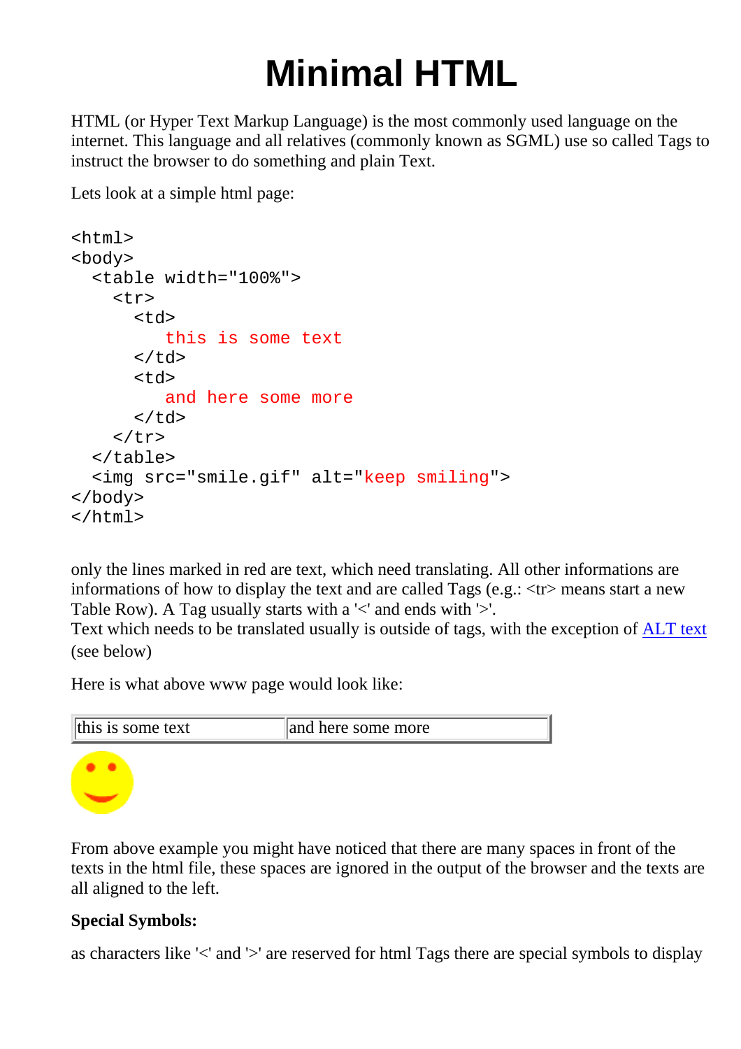# Minimal HTML

HTML (or Hyper Text Markup Language) is the most commonly used language on the internet. This language and all relatives (commonly known as SGML) use so called Tags to instruct the browser to do something and plain Text.

Lets look at a simple html page:

```
<html>
<body>
  <table width="100%">
    <tr>
      <td>
         this is some text
      </td>
      <td>
         and here some more
      </td>
    </tr>
  </table>
  <img src="smile.gif" alt="keep smiling">
</body>
</html>
```

only the lines marked in red are text, which need translating. All other informations are informations of how to display the text and are called Tags (e.g.: <tr> means start a new Table Row). A Tag usually starts with a '<' and ends with '>'.
Text which needs to be translated usually is outside of tags, with the exception of ALT text (see below)

Here is what above www page would look like:

| this is some text | and here some more |
|---|---|

From above example you might have noticed that there are many spaces in front of the texts in the html file, these spaces are ignored in the output of the browser and the texts are all aligned to the left.

**Special Symbols:**

as characters like '<' and '>' are reserved for html Tags there are special symbols to display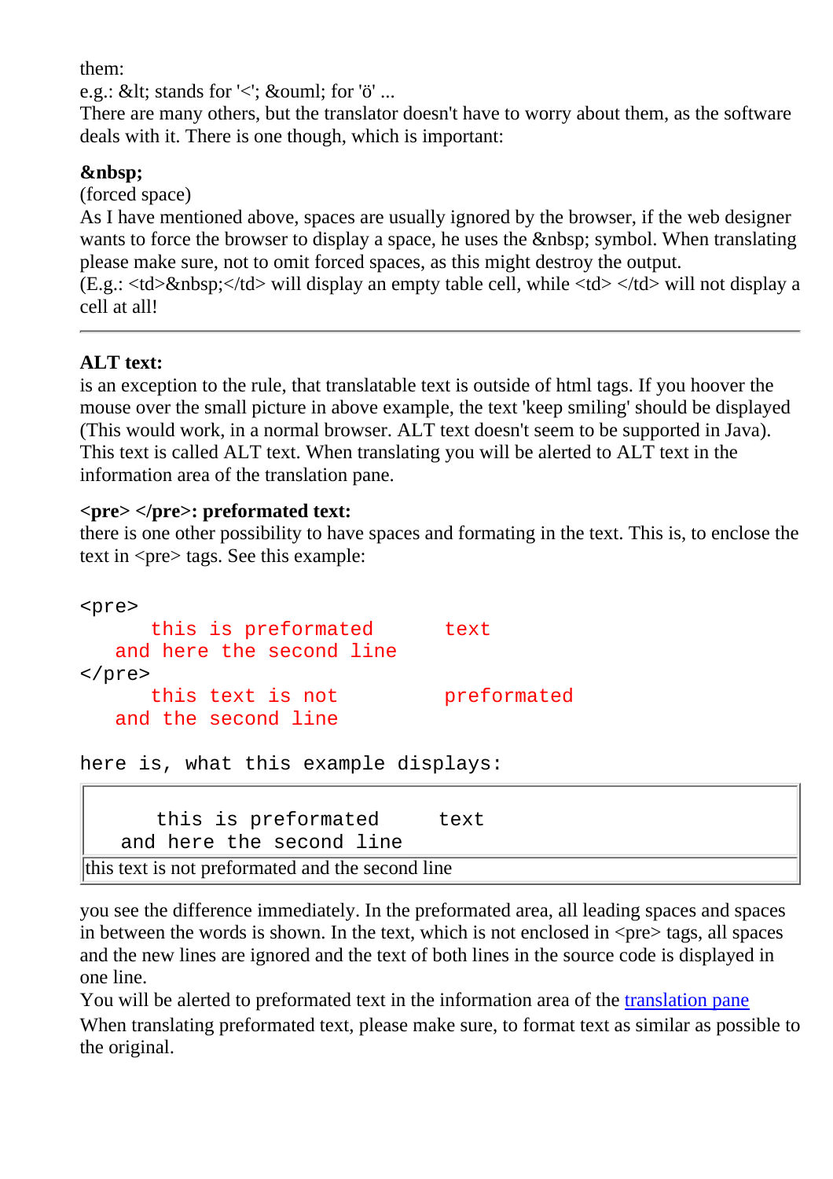them:
e.g.: &lt; stands for '<'; &ouml; for 'ö' ...
There are many others, but the translator doesn't have to worry about them, as the software deals with it. There is one though, which is important:

**&nbsp;**
(forced space)
As I have mentioned above, spaces are usually ignored by the browser, if the web designer wants to force the browser to display a space, he uses the &nbsp; symbol. When translating please make sure, not to omit forced spaces, as this might destroy the output.
(E.g.: <td>&nbsp;</td> will display an empty table cell, while <td> </td> will not display a cell at all!

---

**ALT text:**
is an exception to the rule, that translatable text is outside of html tags. If you hoover the mouse over the small picture in above example, the text 'keep smiling' should be displayed (This would work, in a normal browser. ALT text doesn't seem to be supported in Java). This text is called ALT text. When translating you will be alerted to ALT text in the information area of the translation pane.

**<pre> </pre>: preformated text:**
there is one other possibility to have spaces and formating in the text. This is, to enclose the text in <pre> tags. See this example:

```
<pre>
      this is preformated      text
   and here the second line
</pre>
      this text is not         preformated
   and the second line

here is, what this example displays:
```

| |
|---|
| `      this is preformated     text`<br>`   and here the second line` |
| this text is not preformated and the second line |

you see the difference immediately. In the preformated area, all leading spaces and spaces in between the words is shown. In the text, which is not enclosed in <pre> tags, all spaces and the new lines are ignored and the text of both lines in the source code is displayed in one line.
You will be alerted to preformated text in the information area of the [translation pane](translation pane)
When translating preformated text, please make sure, to format text as similar as possible to the original.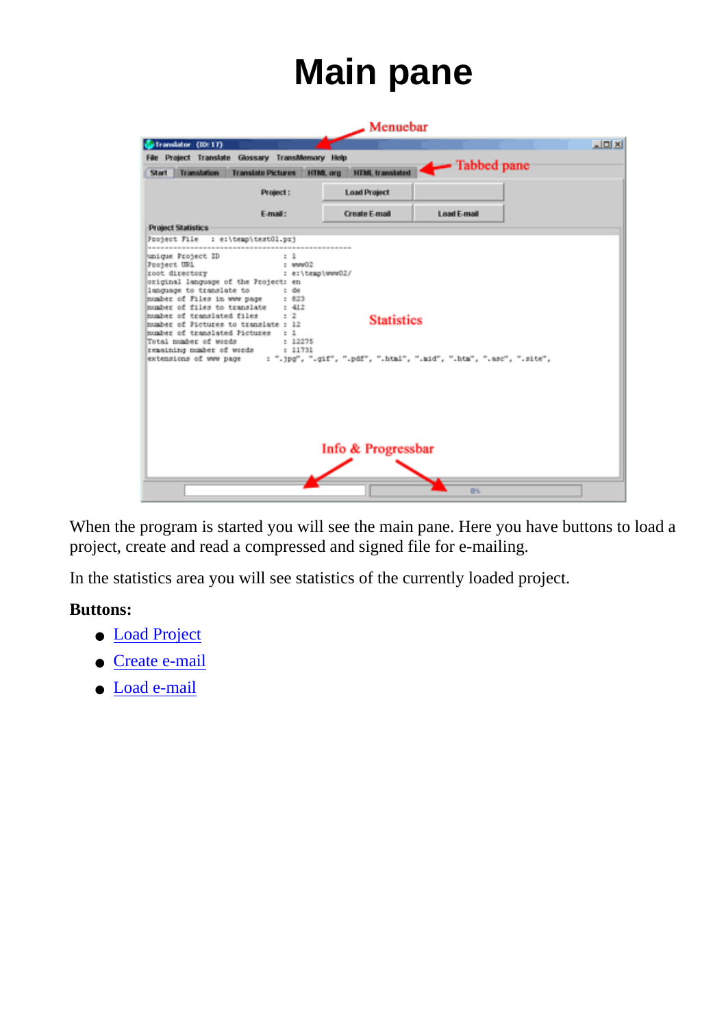# Main pane

When the program is started you will see the main pane. Here you have buttons to load a project, create and read a compressed and signed file for e-mailing.

In the statistics area you will see statistics of the currently loaded project.

**Buttons:**

- Load Project
- Create e-mail
- Load e-mail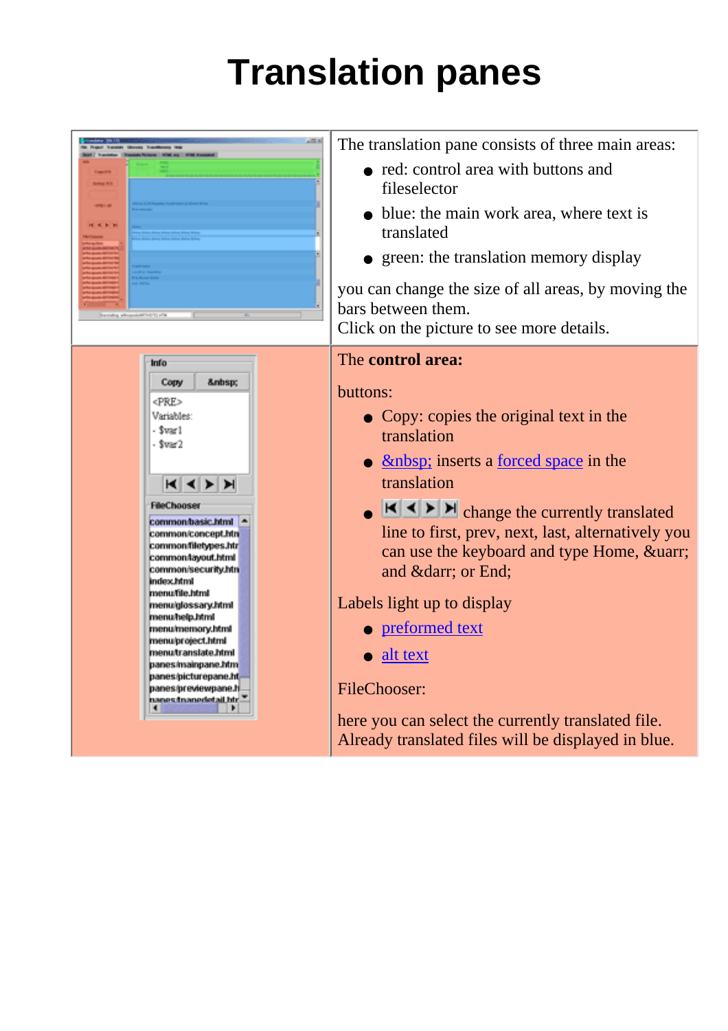# Translation panes

| | |
|---|---|
| | The translation pane consists of three main areas:<br>• red: control area with buttons and fileselector<br>• blue: the main work area, where text is translated<br>• green: the translation memory display<br><br>you can change the size of all areas, by moving the bars between them.<br>Click on the picture to see more details. |
| | The **control area:**<br><br>buttons:<br>• Copy: copies the original text in the translation<br>• &nbsp; inserts a forced space in the translation<br>• change the currently translated line to first, prev, next, last, alternatively you can use the keyboard and type Home, &uarr; and &darr; or End;<br><br>Labels light up to display<br>• preformed text<br>• alt text<br><br>FileChooser:<br><br>here you can select the currently translated file. Already translated files will be displayed in blue. |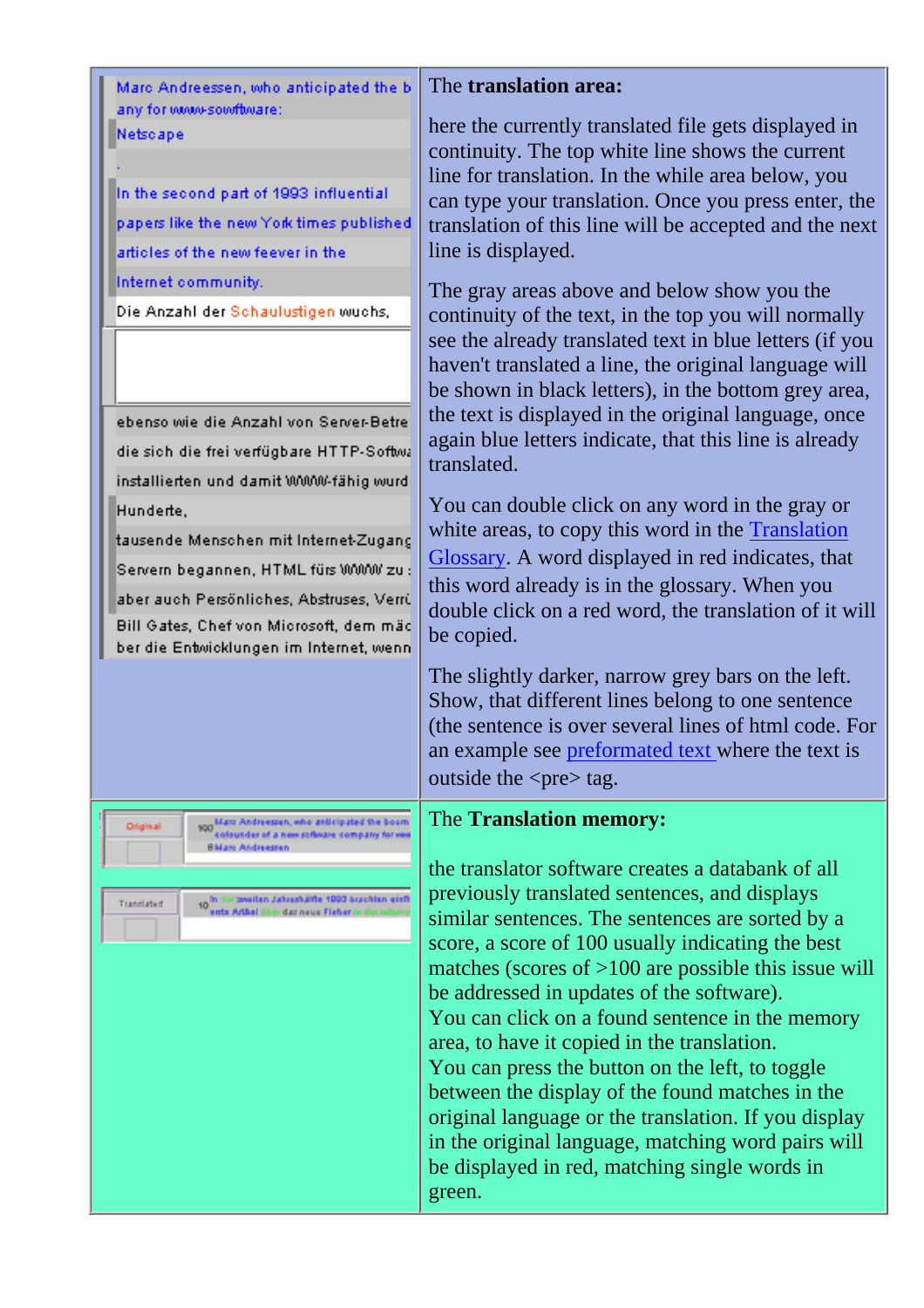| | |
|---|---|
| Marc Andreessen, who anticipated the b any for www-sowftware: Netscape . In the second part of 1993 influential papers like the new York times published articles of the new feever in the Internet community. Die Anzahl der Schaulustigen wuchs, ebenso wie die Anzahl von Server-Betre die sich die frei verfügbare HTTP-Softwa installierten und damit WWW-fähig wurd Hunderte, tausende Menschen mit Internet-Zugang Servern begannen, HTML fürs WWW zu : aber auch Persönliches, Abstruses, Verrü Bill Gates, Chef von Microsoft, dem mäc ber die Entwicklungen im Internet, wenn | The **translation area:**<br><br>here the currently translated file gets displayed in continuity. The top white line shows the current line for translation. In the while area below, you can type your translation. Once you press enter, the translation of this line will be accepted and the next line is displayed.<br><br>The gray areas above and below show you the continuity of the text, in the top you will normally see the already translated text in blue letters (if you haven't translated a line, the original language will be shown in black letters), in the bottom grey area, the text is displayed in the original language, once again blue letters indicate, that this line is already translated.<br><br>You can double click on any word in the gray or white areas, to copy this word in the Translation Glossary. A word displayed in red indicates, that this word already is in the glossary. When you double click on a red word, the translation of it will be copied.<br><br>The slightly darker, narrow grey bars on the left. Show, that different lines belong to one sentence (the sentence is over several lines of html code. For an example see preformated text where the text is outside the <pre> tag. |
| Original 100 Marc Andreessen, who anticipated the boom cofounder of a new software company for www 8 Marc Andreessen Translated 10 In den zweiten Jahreshälfte 1993 brachten einfl erste Artikel über das neue Fieber in der Internet | The **Translation memory:**<br><br>the translator software creates a databank of all previously translated sentences, and displays similar sentences. The sentences are sorted by a score, a score of 100 usually indicating the best matches (scores of >100 are possible this issue will be addressed in updates of the software).<br>You can click on a found sentence in the memory area, to have it copied in the translation.<br>You can press the button on the left, to toggle between the display of the found matches in the original language or the translation. If you display in the original language, matching word pairs will be displayed in red, matching single words in green. |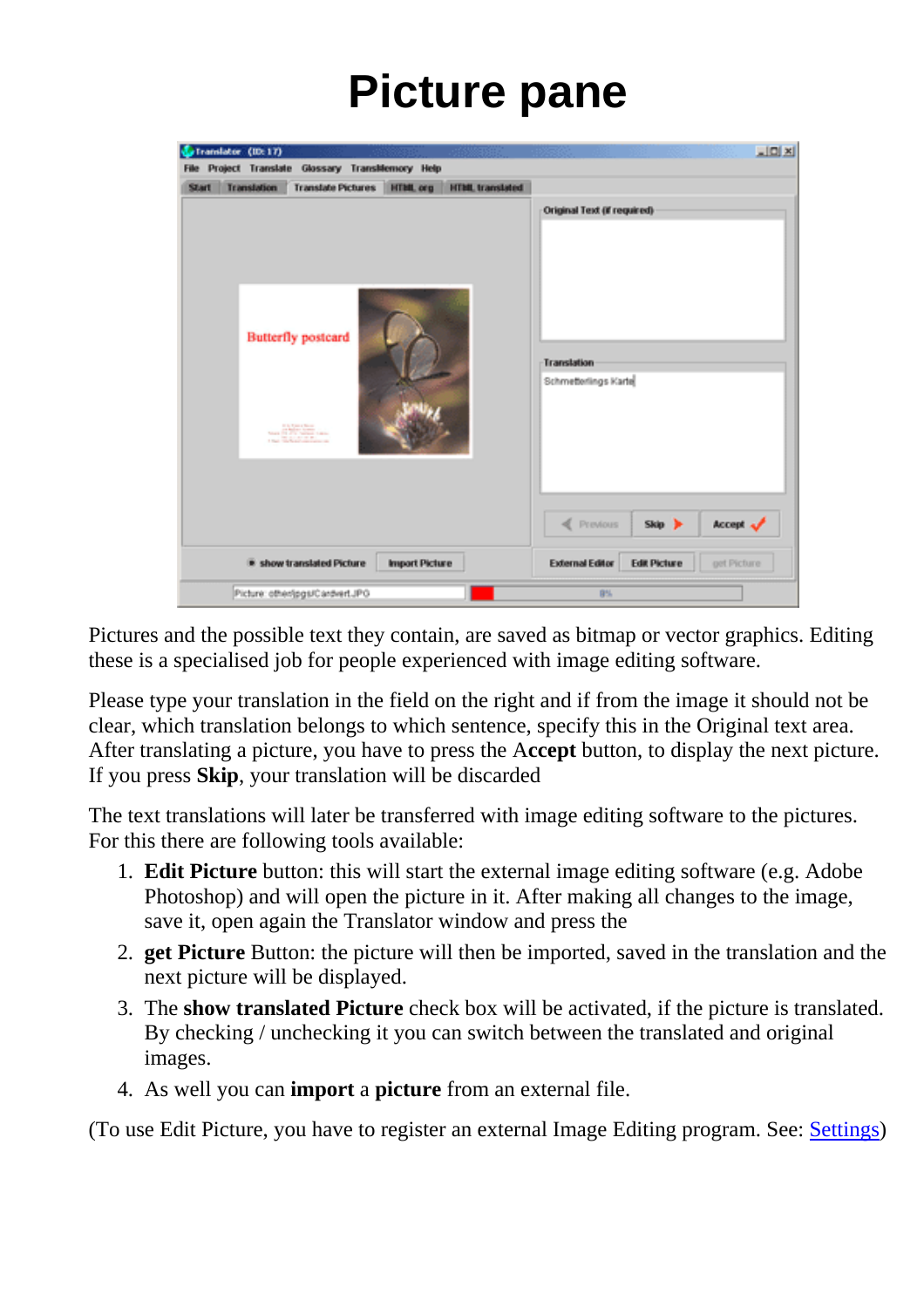# Picture pane

Pictures and the possible text they contain, are saved as bitmap or vector graphics. Editing these is a specialised job for people experienced with image editing software.

Please type your translation in the field on the right and if from the image it should not be clear, which translation belongs to which sentence, specify this in the Original text area. After translating a picture, you have to press the A**ccept** button, to display the next picture. If you press **Skip**, your translation will be discarded

The text translations will later be transferred with image editing software to the pictures. For this there are following tools available:

1. **Edit Picture** button: this will start the external image editing software (e.g. Adobe Photoshop) and will open the picture in it. After making all changes to the image, save it, open again the Translator window and press the
2. **get Picture** Button: the picture will then be imported, saved in the translation and the next picture will be displayed.
3. The **show translated Picture** check box will be activated, if the picture is translated. By checking / unchecking it you can switch between the translated and original images.
4. As well you can **import** a **picture** from an external file.

(To use Edit Picture, you have to register an external Image Editing program. See: Settings)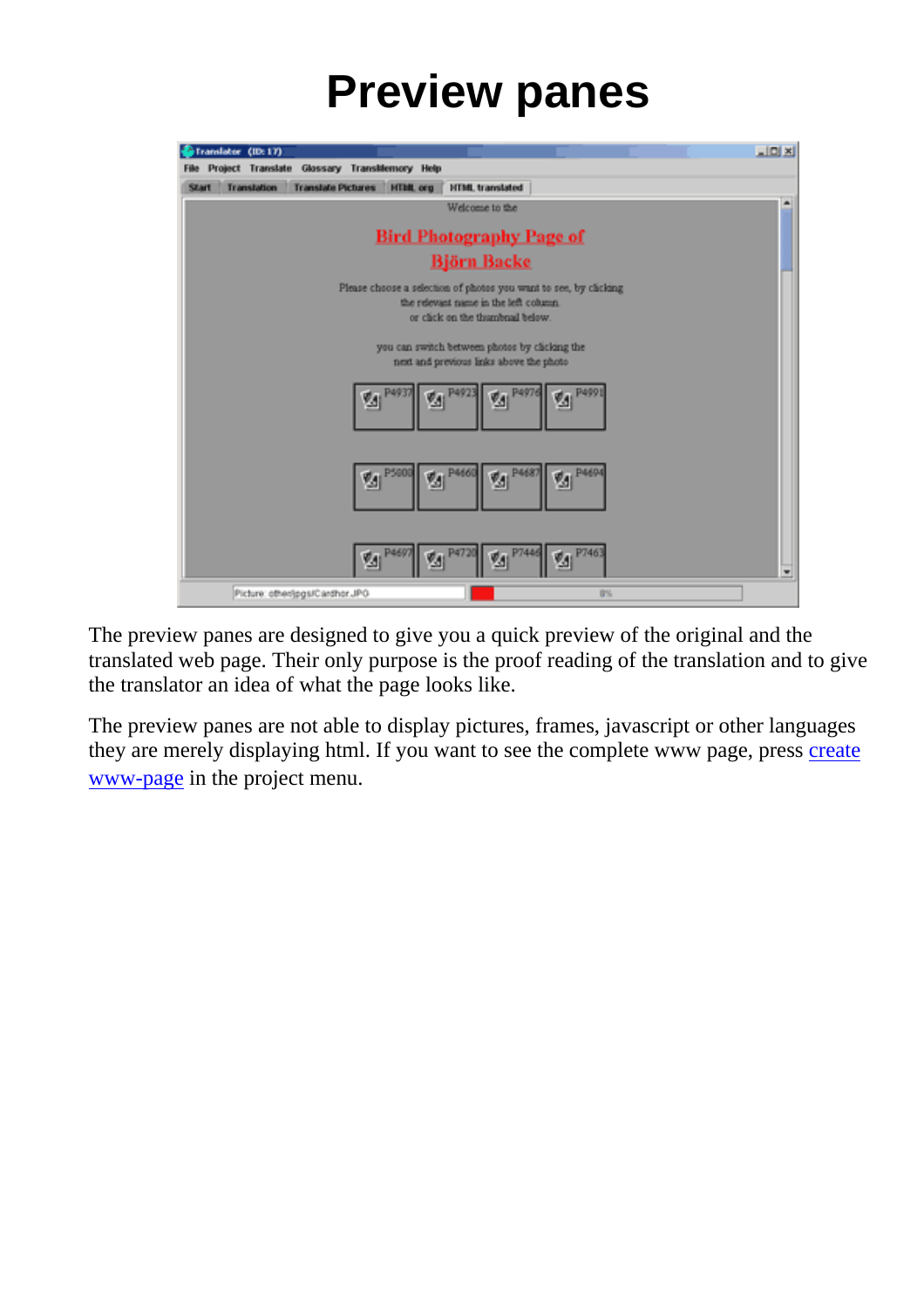# Preview panes

The preview panes are designed to give you a quick preview of the original and the translated web page. Their only purpose is the proof reading of the translation and to give the translator an idea of what the page looks like.

The preview panes are not able to display pictures, frames, javascript or other languages they are merely displaying html. If you want to see the complete www page, press create www-page in the project menu.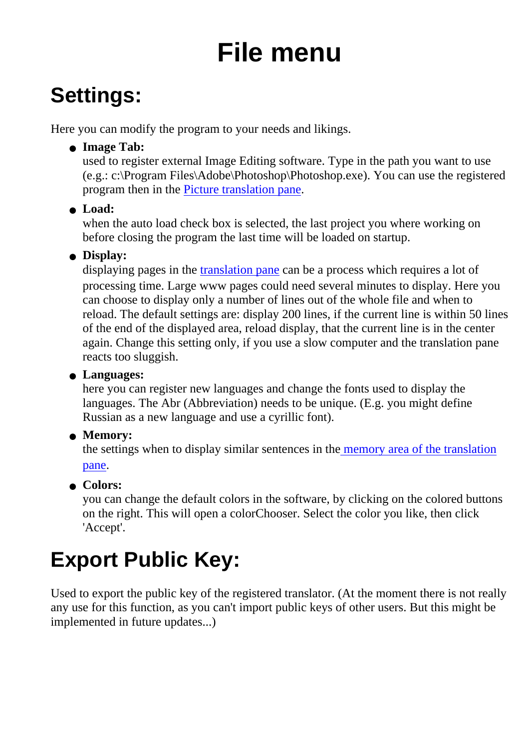# File menu

## Settings:

Here you can modify the program to your needs and likings.

- **Image Tab:**
  used to register external Image Editing software. Type in the path you want to use (e.g.: c:\Program Files\Adobe\Photoshop\Photoshop.exe). You can use the registered program then in the Picture translation pane.
- **Load:**
  when the auto load check box is selected, the last project you where working on before closing the program the last time will be loaded on startup.
- **Display:**
  displaying pages in the translation pane can be a process which requires a lot of processing time. Large www pages could need several minutes to display. Here you can choose to display only a number of lines out of the whole file and when to reload. The default settings are: display 200 lines, if the current line is within 50 lines of the end of the displayed area, reload display, that the current line is in the center again. Change this setting only, if you use a slow computer and the translation pane reacts too sluggish.
- **Languages:**
  here you can register new languages and change the fonts used to display the languages. The Abr (Abbreviation) needs to be unique. (E.g. you might define Russian as a new language and use a cyrillic font).
- **Memory:**
  the settings when to display similar sentences in the memory area of the translation pane.
- **Colors:**
  you can change the default colors in the software, by clicking on the colored buttons on the right. This will open a colorChooser. Select the color you like, then click 'Accept'.

## Export Public Key:

Used to export the public key of the registered translator. (At the moment there is not really any use for this function, as you can't import public keys of other users. But this might be implemented in future updates...)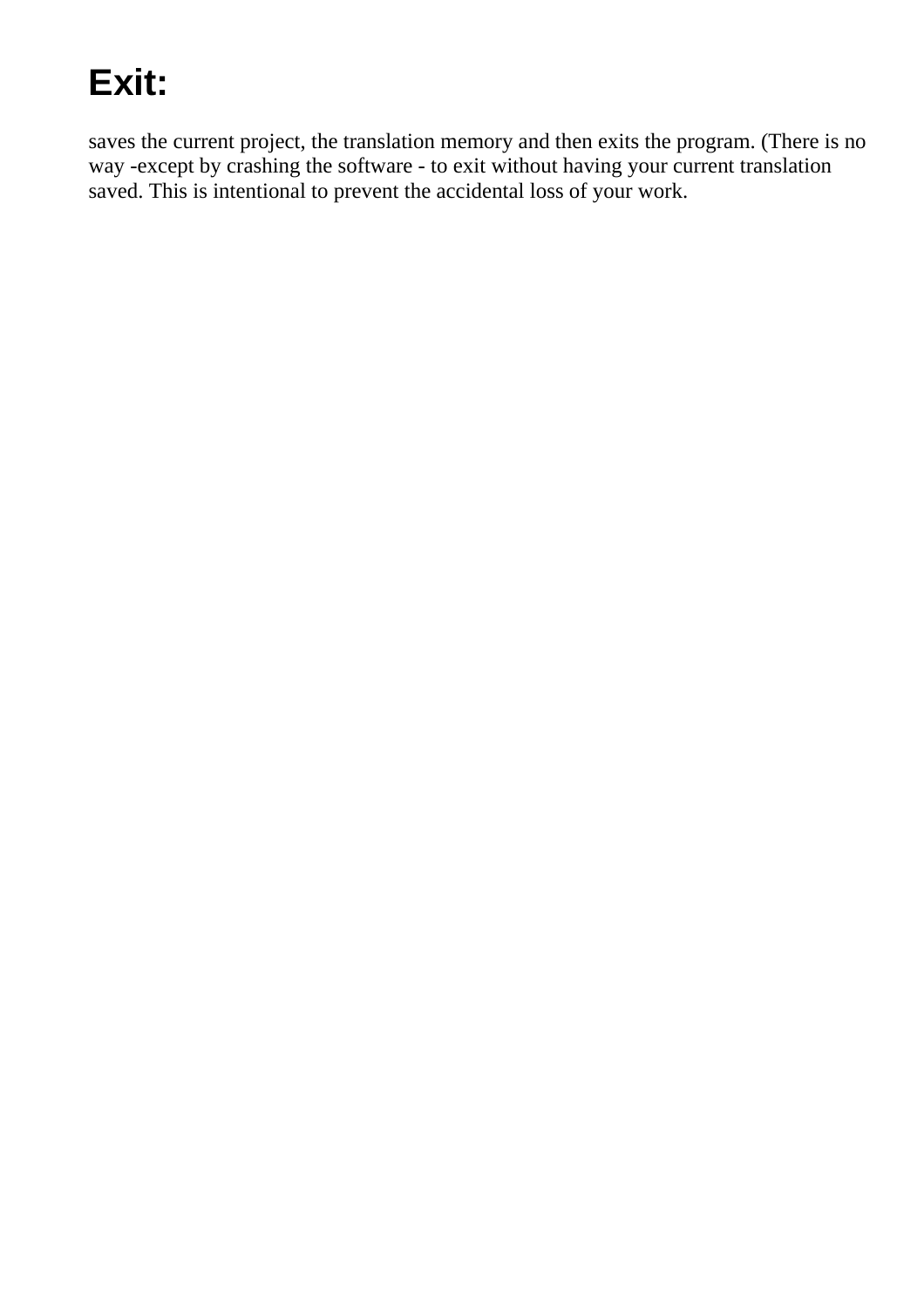# Exit:

saves the current project, the translation memory and then exits the program. (There is no way -except by crashing the software - to exit without having your current translation saved. This is intentional to prevent the accidental loss of your work.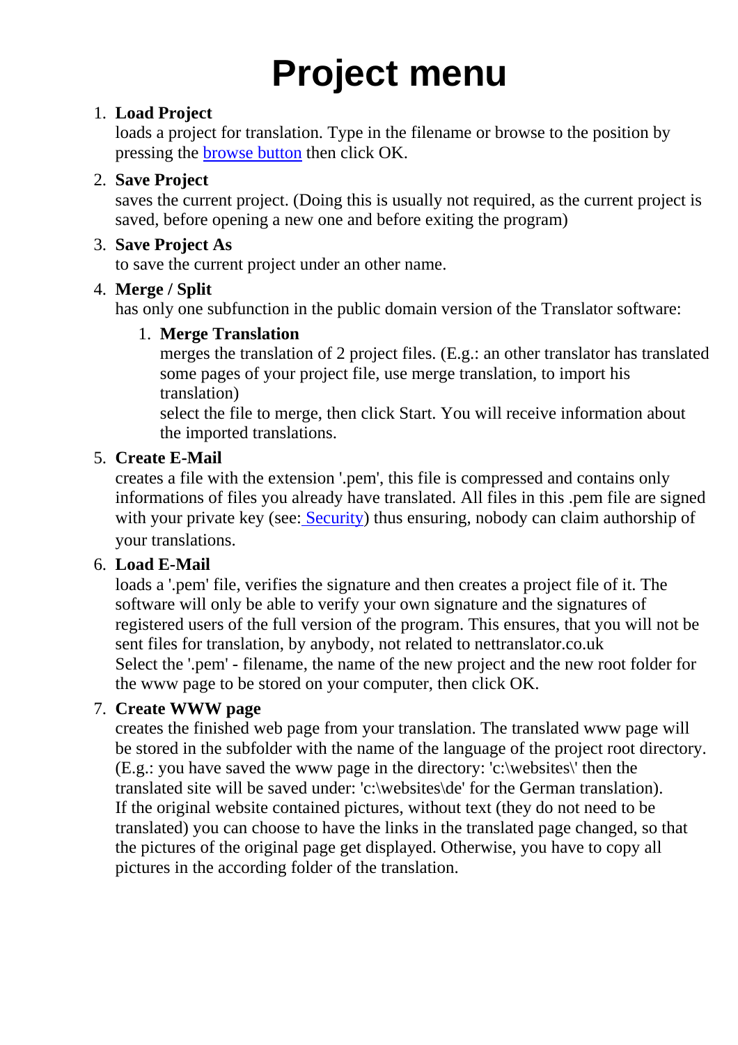# Project menu

1. **Load Project**
   loads a project for translation. Type in the filename or browse to the position by pressing the browse button then click OK.
2. **Save Project**
   saves the current project. (Doing this is usually not required, as the current project is saved, before opening a new one and before exiting the program)
3. **Save Project As**
   to save the current project under an other name.
4. **Merge / Split**
   has only one subfunction in the public domain version of the Translator software:
   1. **Merge Translation**
      merges the translation of 2 project files. (E.g.: an other translator has translated some pages of your project file, use merge translation, to import his translation)
      select the file to merge, then click Start. You will receive information about the imported translations.
5. **Create E-Mail**
   creates a file with the extension '.pem', this file is compressed and contains only informations of files you already have translated. All files in this .pem file are signed with your private key (see: Security) thus ensuring, nobody can claim authorship of your translations.
6. **Load E-Mail**
   loads a '.pem' file, verifies the signature and then creates a project file of it. The software will only be able to verify your own signature and the signatures of registered users of the full version of the program. This ensures, that you will not be sent files for translation, by anybody, not related to nettranslator.co.uk
   Select the '.pem' - filename, the name of the new project and the new root folder for the www page to be stored on your computer, then click OK.
7. **Create WWW page**
   creates the finished web page from your translation. The translated www page will be stored in the subfolder with the name of the language of the project root directory. (E.g.: you have saved the www page in the directory: 'c:\websites\' then the translated site will be saved under: 'c:\websites\de' for the German translation).
   If the original website contained pictures, without text (they do not need to be translated) you can choose to have the links in the translated page changed, so that the pictures of the original page get displayed. Otherwise, you have to copy all pictures in the according folder of the translation.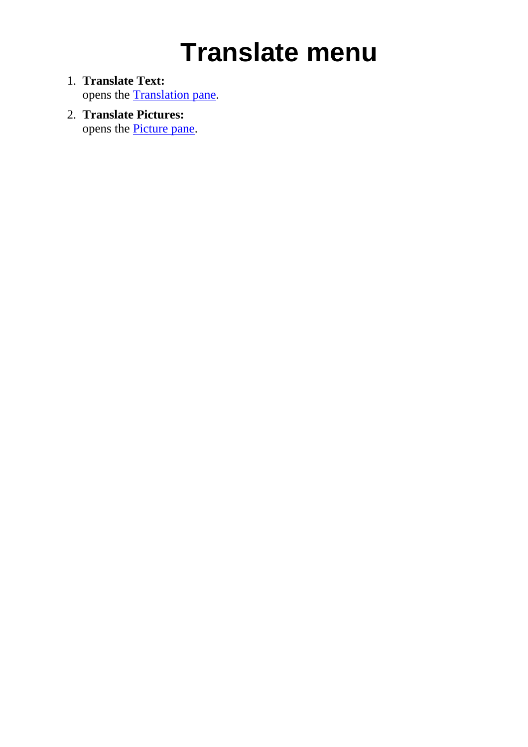# Translate menu

1. **Translate Text:**
   opens the Translation pane.
2. **Translate Pictures:**
   opens the Picture pane.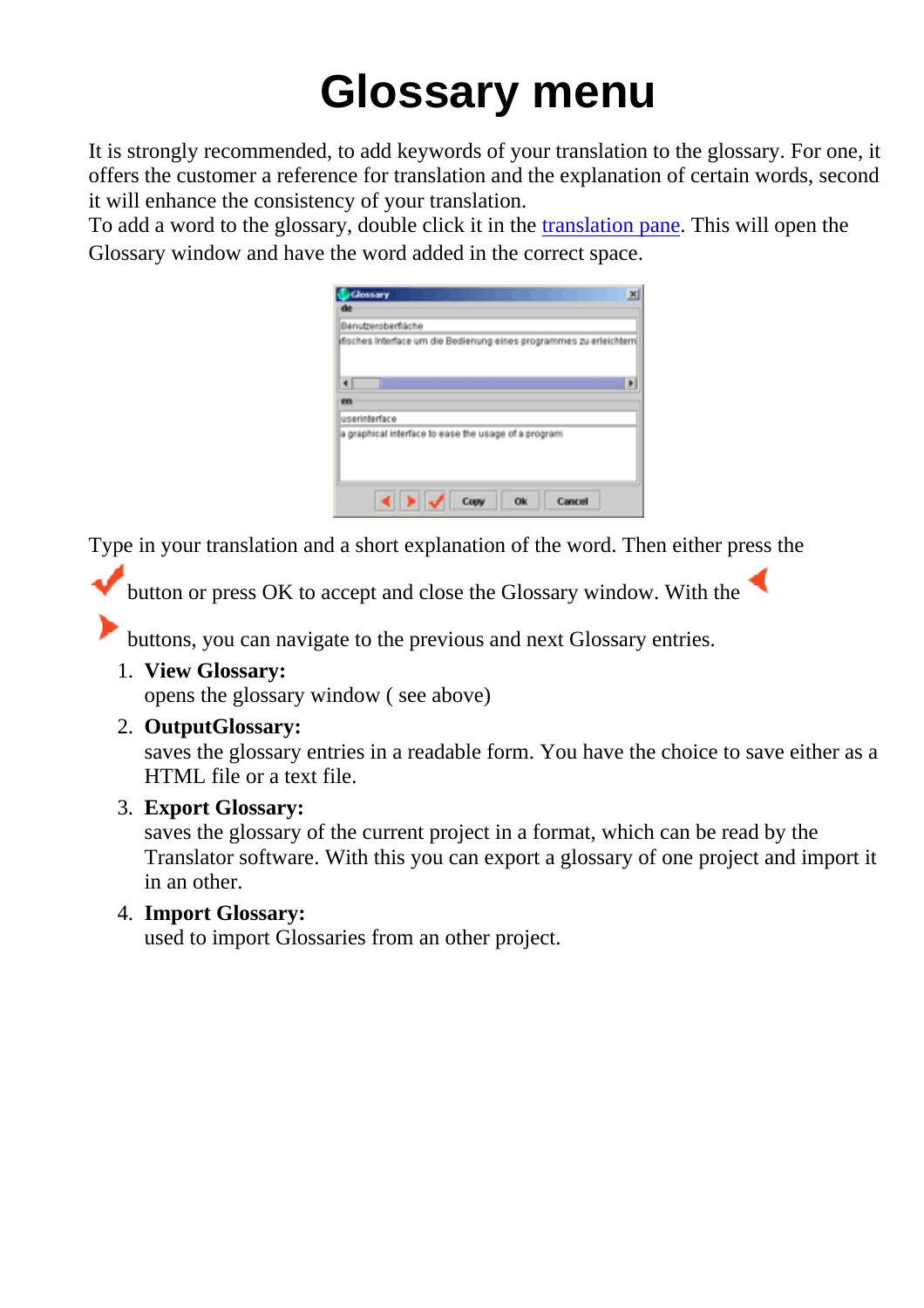# Glossary menu

It is strongly recommended, to add keywords of your translation to the glossary. For one, it offers the customer a reference for translation and the explanation of certain words, second it will enhance the consistency of your translation.
To add a word to the glossary, double click it in the translation pane. This will open the Glossary window and have the word added in the correct space.

Type in your translation and a short explanation of the word. Then either press the button or press OK to accept and close the Glossary window. With the buttons, you can navigate to the previous and next Glossary entries.

1. **View Glossary:**
   opens the glossary window ( see above)
2. **OutputGlossary:**
   saves the glossary entries in a readable form. You have the choice to save either as a HTML file or a text file.
3. **Export Glossary:**
   saves the glossary of the current project in a format, which can be read by the Translator software. With this you can export a glossary of one project and import it in an other.
4. **Import Glossary:**
   used to import Glossaries from an other project.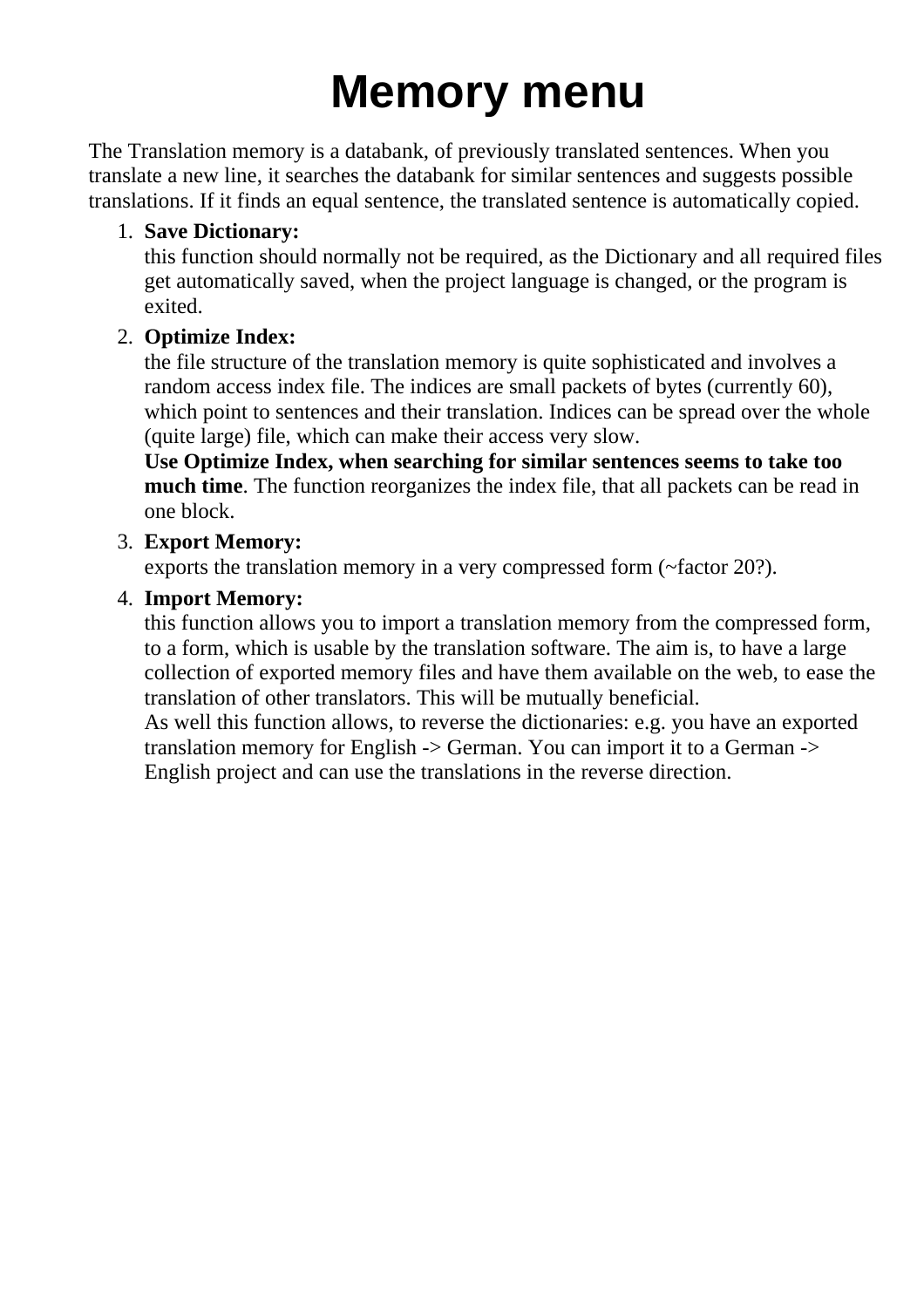# Memory menu

The Translation memory is a databank, of previously translated sentences. When you translate a new line, it searches the databank for similar sentences and suggests possible translations. If it finds an equal sentence, the translated sentence is automatically copied.

1. **Save Dictionary:**
   this function should normally not be required, as the Dictionary and all required files get automatically saved, when the project language is changed, or the program is exited.
2. **Optimize Index:**
   the file structure of the translation memory is quite sophisticated and involves a random access index file. The indices are small packets of bytes (currently 60), which point to sentences and their translation. Indices can be spread over the whole (quite large) file, which can make their access very slow.
   **Use Optimize Index, when searching for similar sentences seems to take too much time**. The function reorganizes the index file, that all packets can be read in one block.
3. **Export Memory:**
   exports the translation memory in a very compressed form (~factor 20?).
4. **Import Memory:**
   this function allows you to import a translation memory from the compressed form, to a form, which is usable by the translation software. The aim is, to have a large collection of exported memory files and have them available on the web, to ease the translation of other translators. This will be mutually beneficial.
   As well this function allows, to reverse the dictionaries: e.g. you have an exported translation memory for English -> German. You can import it to a German -> English project and can use the translations in the reverse direction.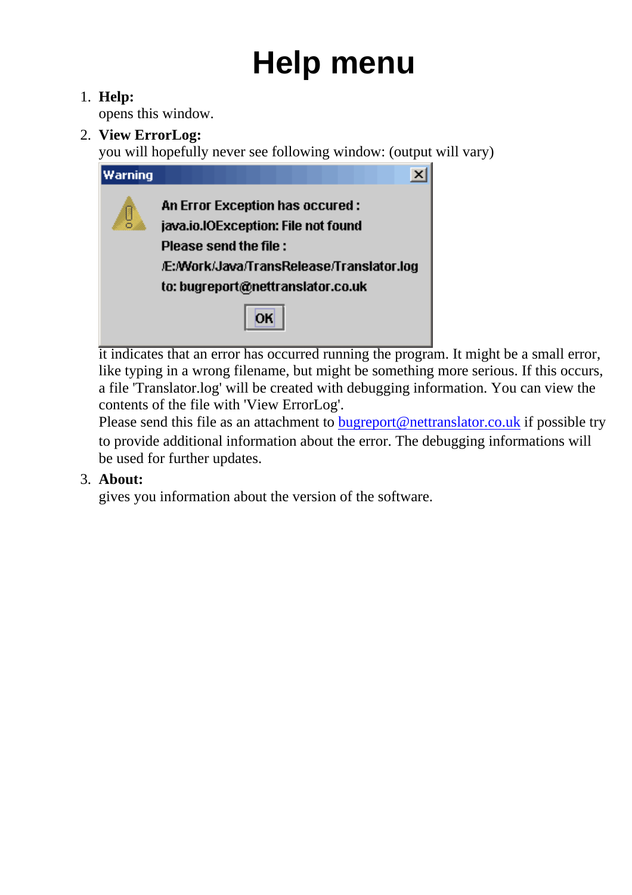# Help menu

1. **Help:**
   opens this window.
2. **View ErrorLog:**
   you will hopefully never see following window: (output will vary)

   it indicates that an error has occurred running the program. It might be a small error, like typing in a wrong filename, but might be something more serious. If this occurs, a file 'Translator.log' will be created with debugging information. You can view the contents of the file with 'View ErrorLog'.
   Please send this file as an attachment to bugreport@nettranslator.co.uk if possible try to provide additional information about the error. The debugging informations will be used for further updates.
3. **About:**
   gives you information about the version of the software.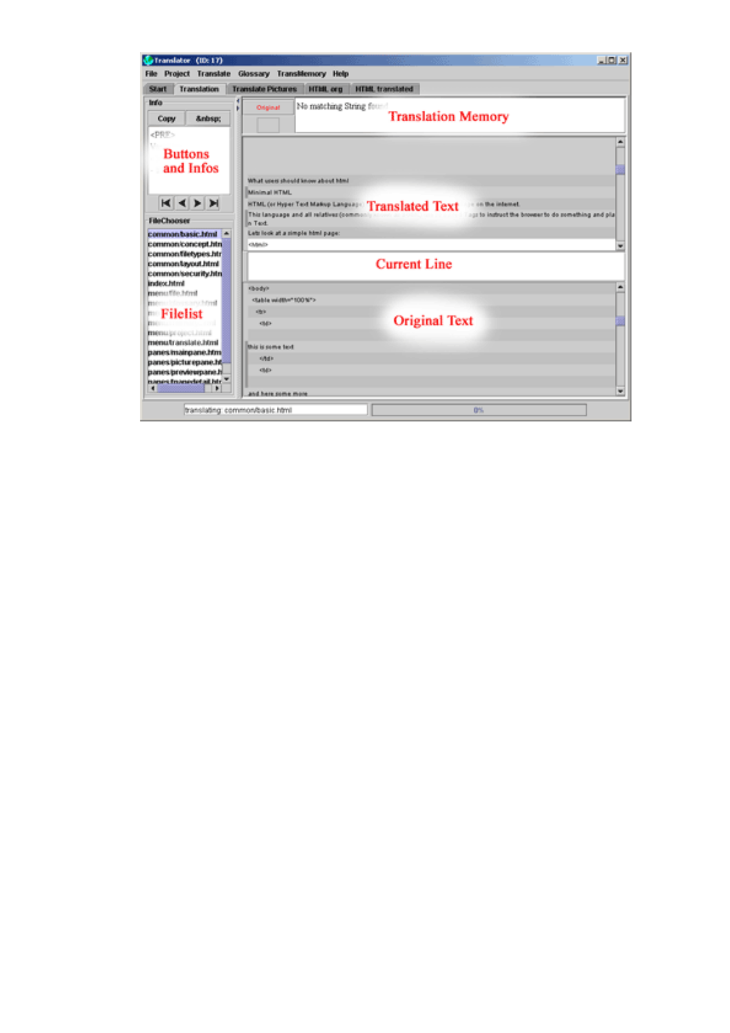Translator (ID: 17)

File Project Translate Glossary TransMemory Help

Start Translation Translate Pictures HTML org HTML translated

Info

Copy &nbsp;

<PRE>

Buttons and Infos

FileChooser

common/basic.html
common/concept.htm
common/filetypes.htr
common/layout.html
common/security.htn
index.html
menu/file.html
Filelist
menu/project.html
menu/translate.html
panes/mainpane.htm
panes/picturepane.ht
panes/previewpane.h
panes/framedetail.htr

Original

No matching String found

Translation Memory

What users should know about html
Minimal HTML
HTML (or Hyper Text Markup Language ... on the internet.
This language and all relatives (commonly ... to instruct the browser to do something and pla
n Text.
Lets look at a simple html page:
<html>

Translated Text

Current Line

<body>
<table width="100%">
<tr>
<td>
this is some text
</td>
<td>
and here some more

Original Text

translating: common/basic.html

0%